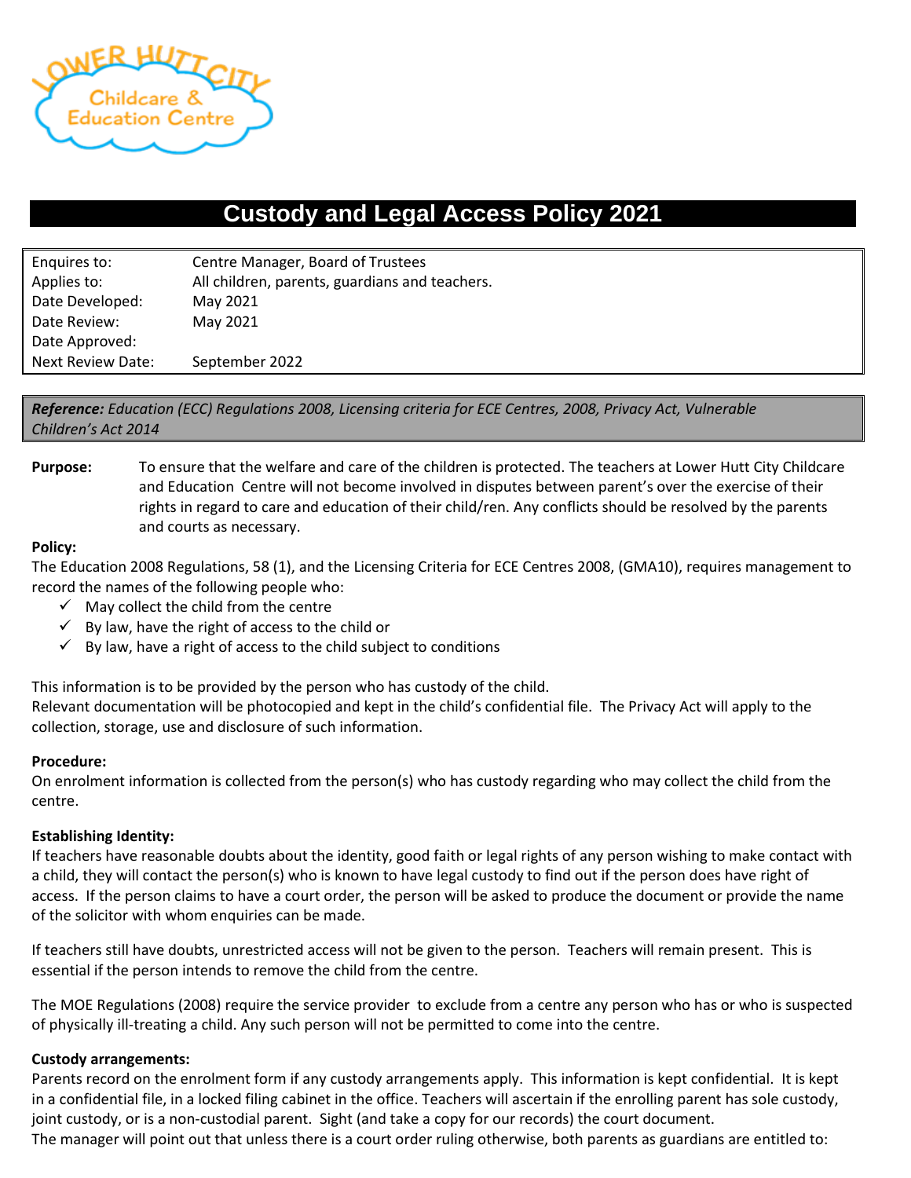# Custody and Legal Access Policy 2021

| | |
|---|---|
| Enquires to: | Centre Manager, Board of Trustees |
| Applies to: | All children, parents, guardians and teachers. |
| Date Developed: | May 2021 |
| Date Review: | May 2021 |
| Date Approved: | |
| Next Review Date: | September 2022 |

***Reference:** Education (ECC) Regulations 2008, Licensing criteria for ECE Centres, 2008, Privacy Act, Vulnerable Children's Act 2014*

**Purpose:** To ensure that the welfare and care of the children is protected. The teachers at Lower Hutt City Childcare and Education Centre will not become involved in disputes between parent's over the exercise of their rights in regard to care and education of their child/ren. Any conflicts should be resolved by the parents and courts as necessary.

**Policy:**

The Education 2008 Regulations, 58 (1), and the Licensing Criteria for ECE Centres 2008, (GMA10), requires management to record the names of the following people who:

- ✓ May collect the child from the centre
- ✓ By law, have the right of access to the child or
- ✓ By law, have a right of access to the child subject to conditions

This information is to be provided by the person who has custody of the child.
Relevant documentation will be photocopied and kept in the child's confidential file. The Privacy Act will apply to the collection, storage, use and disclosure of such information.

**Procedure:**

On enrolment information is collected from the person(s) who has custody regarding who may collect the child from the centre.

**Establishing Identity:**

If teachers have reasonable doubts about the identity, good faith or legal rights of any person wishing to make contact with a child, they will contact the person(s) who is known to have legal custody to find out if the person does have right of access. If the person claims to have a court order, the person will be asked to produce the document or provide the name of the solicitor with whom enquiries can be made.

If teachers still have doubts, unrestricted access will not be given to the person. Teachers will remain present. This is essential if the person intends to remove the child from the centre.

The MOE Regulations (2008) require the service provider to exclude from a centre any person who has or who is suspected of physically ill-treating a child. Any such person will not be permitted to come into the centre.

**Custody arrangements:**

Parents record on the enrolment form if any custody arrangements apply. This information is kept confidential. It is kept in a confidential file, in a locked filing cabinet in the office. Teachers will ascertain if the enrolling parent has sole custody, joint custody, or is a non-custodial parent. Sight (and take a copy for our records) the court document.
The manager will point out that unless there is a court order ruling otherwise, both parents as guardians are entitled to: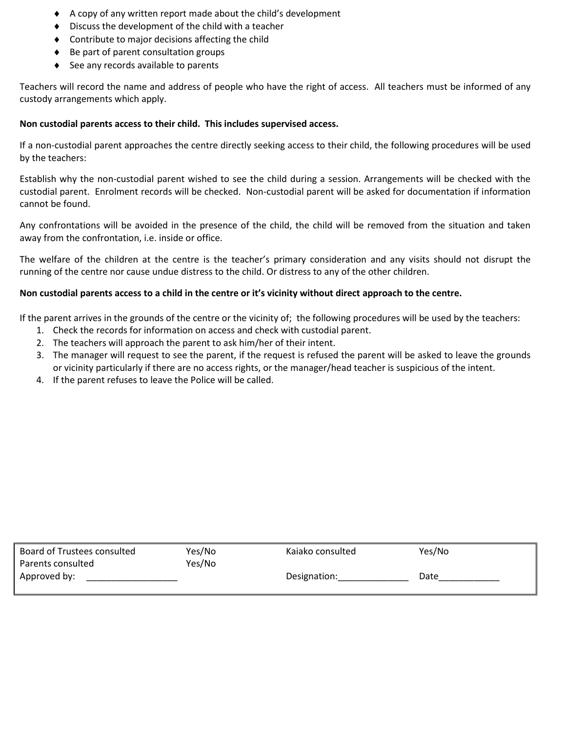- A copy of any written report made about the child's development
- Discuss the development of the child with a teacher
- Contribute to major decisions affecting the child
- Be part of parent consultation groups
- See any records available to parents

Teachers will record the name and address of people who have the right of access. All teachers must be informed of any custody arrangements which apply.

**Non custodial parents access to their child. This includes supervised access.**

If a non-custodial parent approaches the centre directly seeking access to their child, the following procedures will be used by the teachers:

Establish why the non-custodial parent wished to see the child during a session. Arrangements will be checked with the custodial parent. Enrolment records will be checked. Non-custodial parent will be asked for documentation if information cannot be found.

Any confrontations will be avoided in the presence of the child, the child will be removed from the situation and taken away from the confrontation, i.e. inside or office.

The welfare of the children at the centre is the teacher's primary consideration and any visits should not disrupt the running of the centre nor cause undue distress to the child. Or distress to any of the other children.

**Non custodial parents access to a child in the centre or it's vicinity without direct approach to the centre.**

If the parent arrives in the grounds of the centre or the vicinity of; the following procedures will be used by the teachers:

1. Check the records for information on access and check with custodial parent.
2. The teachers will approach the parent to ask him/her of their intent.
3. The manager will request to see the parent, if the request is refused the parent will be asked to leave the grounds or vicinity particularly if there are no access rights, or the manager/head teacher is suspicious of the intent.
4. If the parent refuses to leave the Police will be called.

| | | | |
|---|---|---|---|
| Board of Trustees consulted | Yes/No | Kaiako consulted | Yes/No |
| Parents consulted | Yes/No | | |
| Approved by: _________________ | | Designation:______________ | Date____________ |